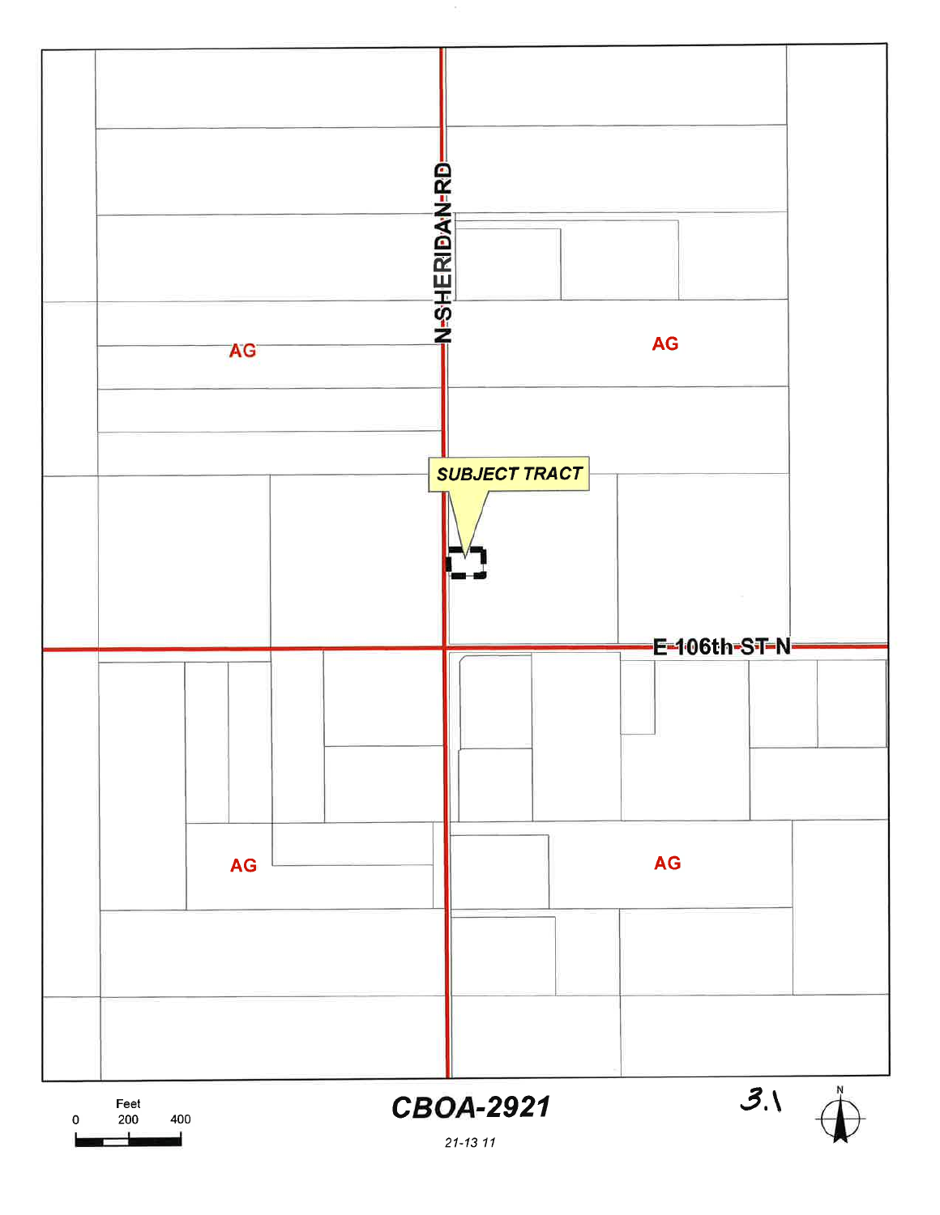N SHERIDAN RD

AG

AG

SUBJECT TRACT

E 106th ST N

AG

AG

Feet

0 200 400

# CBOA-2921

21-13 11

3.1

N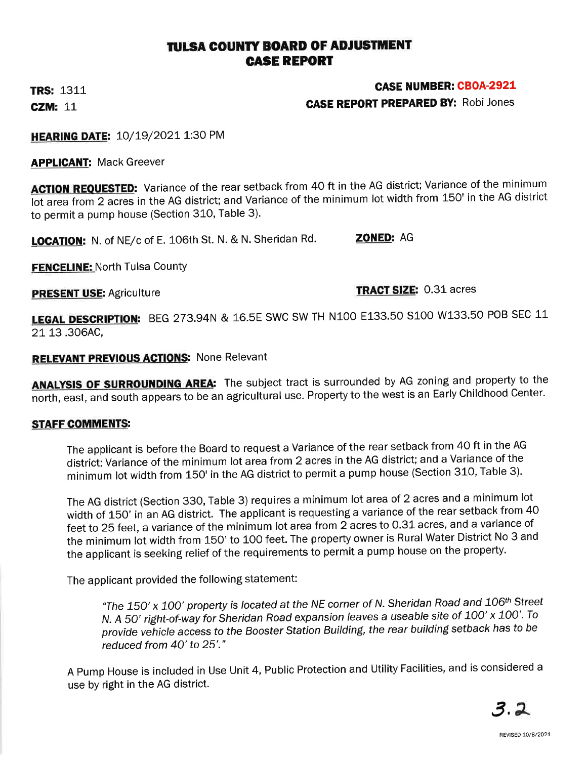# TULSA COUNTY BOARD OF ADJUSTMENT CASE REPORT

**TRS:** 1311

**CZM:** 11

**CASE NUMBER:** CBOA-2921

**CASE REPORT PREPARED BY:** Robi Jones

**HEARING DATE:** 10/19/2021 1:30 PM

**APPLICANT:** Mack Greever

**ACTION REQUESTED:** Variance of the rear setback from 40 ft in the AG district; Variance of the minimum lot area from 2 acres in the AG district; and Variance of the minimum lot width from 150' in the AG district to permit a pump house (Section 310, Table 3).

**LOCATION:** N. of NE/c of E. 106th St. N. & N. Sheridan Rd.

**ZONED:** AG

**FENCELINE:** North Tulsa County

**PRESENT USE:** Agriculture

**TRACT SIZE:** 0.31 acres

**LEGAL DESCRIPTION:** BEG 273.94N & 16.5E SWC SW TH N100 E133.50 S100 W133.50 POB SEC 11 21 13 .306AC,

**RELEVANT PREVIOUS ACTIONS:** None Relevant

**ANALYSIS OF SURROUNDING AREA:** The subject tract is surrounded by AG zoning and property to the north, east, and south appears to be an agricultural use. Property to the west is an Early Childhood Center.

**STAFF COMMENTS:**

The applicant is before the Board to request a Variance of the rear setback from 40 ft in the AG district; Variance of the minimum lot area from 2 acres in the AG district; and a Variance of the minimum lot width from 150' in the AG district to permit a pump house (Section 310, Table 3).

The AG district (Section 330, Table 3) requires a minimum lot area of 2 acres and a minimum lot width of 150' in an AG district. The applicant is requesting a variance of the rear setback from 40 feet to 25 feet, a variance of the minimum lot area from 2 acres to 0.31 acres, and a variance of the minimum lot width from 150' to 100 feet. The property owner is Rural Water District No 3 and the applicant is seeking relief of the requirements to permit a pump house on the property.

The applicant provided the following statement:

> *"The 150' x 100' property is located at the NE corner of N. Sheridan Road and 106th Street N. A 50' right-of-way for Sheridan Road expansion leaves a useable site of 100' x 100'. To provide vehicle access to the Booster Station Building, the rear building setback has to be reduced from 40' to 25'."*

A Pump House is included in Use Unit 4, Public Protection and Utility Facilities, and is considered a use by right in the AG district.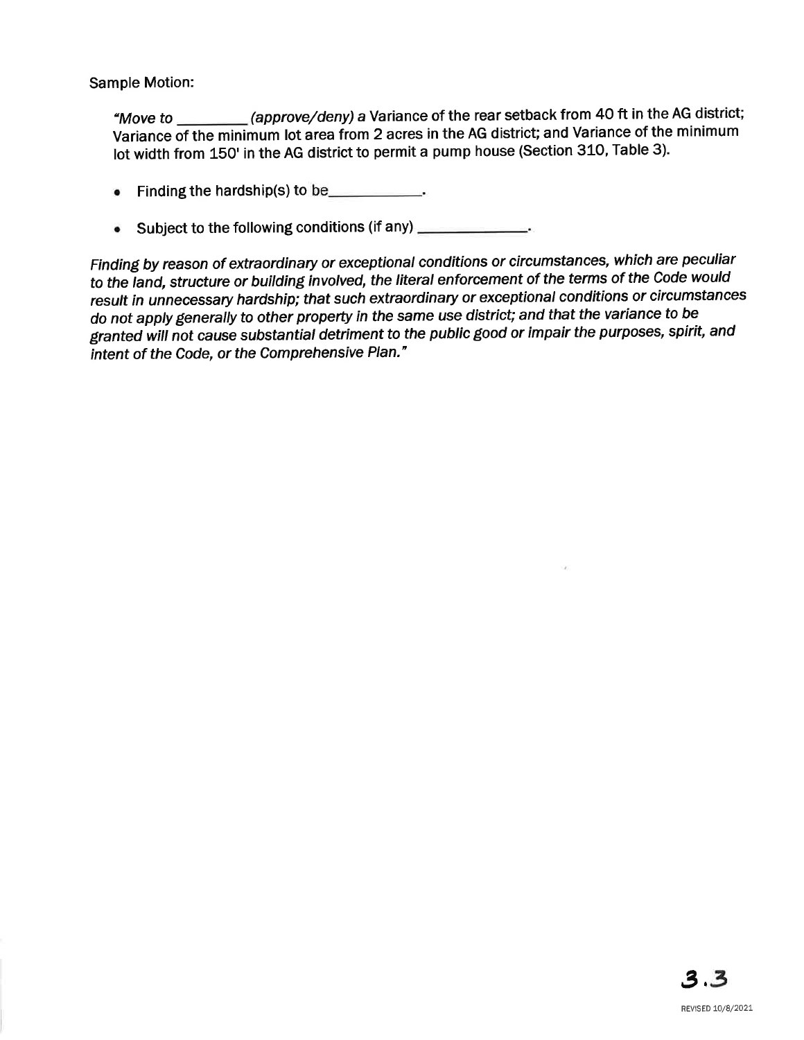Sample Motion:

*"Move to \_\_\_\_\_\_\_\_ (approve/deny) a* Variance of the rear setback from 40 ft in the AG district; Variance of the minimum lot area from 2 acres in the AG district; and Variance of the minimum lot width from 150' in the AG district to permit a pump house (Section 310, Table 3).

- Finding the hardship(s) to be\_\_\_\_\_\_\_\_\_\_\_.
- Subject to the following conditions (if any) \_\_\_\_\_\_\_\_\_\_\_\_\_.

*Finding by reason of extraordinary or exceptional conditions or circumstances, which are peculiar to the land, structure or building involved, the literal enforcement of the terms of the Code would result in unnecessary hardship; that such extraordinary or exceptional conditions or circumstances do not apply generally to other property in the same use district; and that the variance to be granted will not cause substantial detriment to the public good or impair the purposes, spirit, and intent of the Code, or the Comprehensive Plan."*

3.3

REVISED 10/8/2021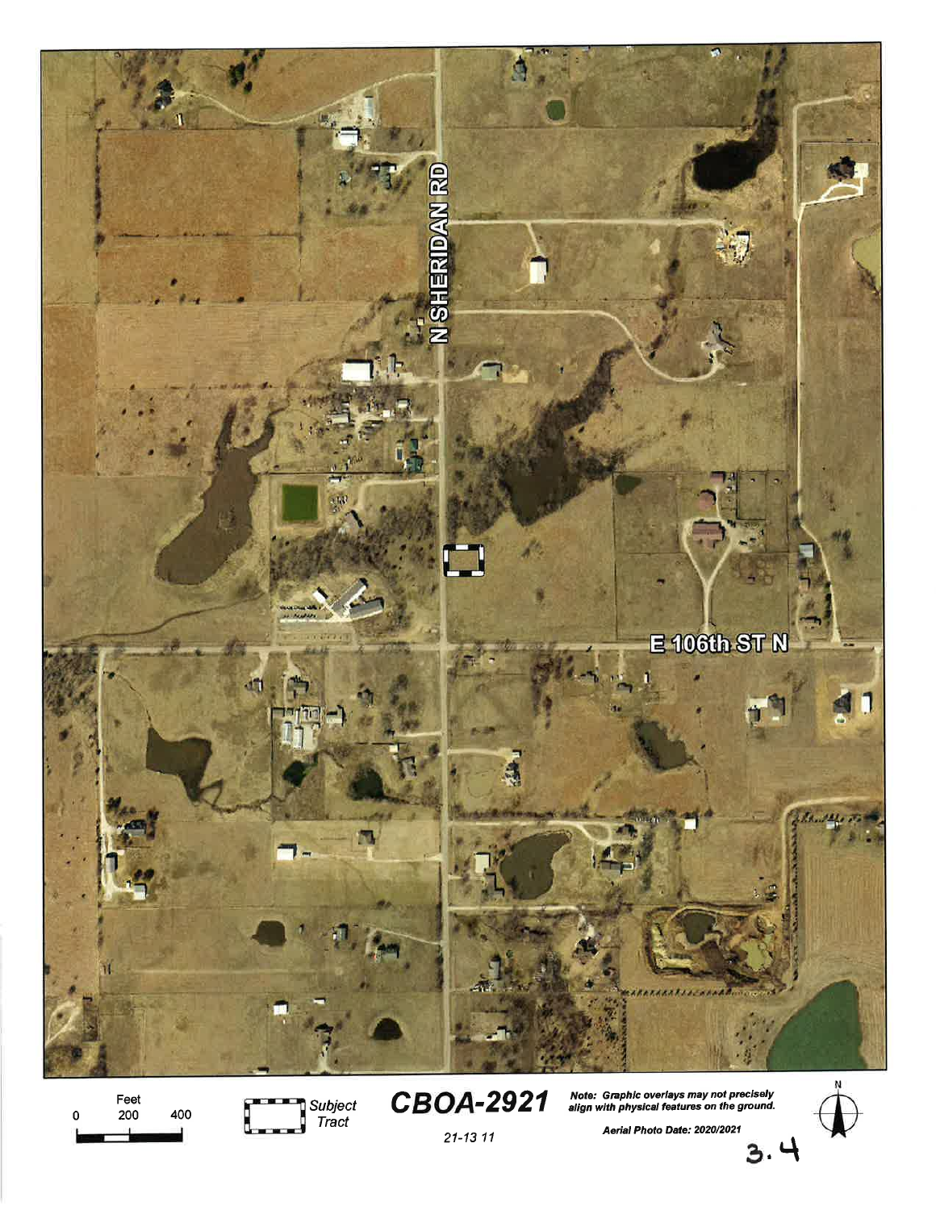N SHERIDAN RD

E 106th ST N

Feet

0 200 400

Subject Tract

**CBOA-2921**

21-13 11

*Note: Graphic overlays may not precisely align with physical features on the ground.*

*Aerial Photo Date: 2020/2021*

N

3.4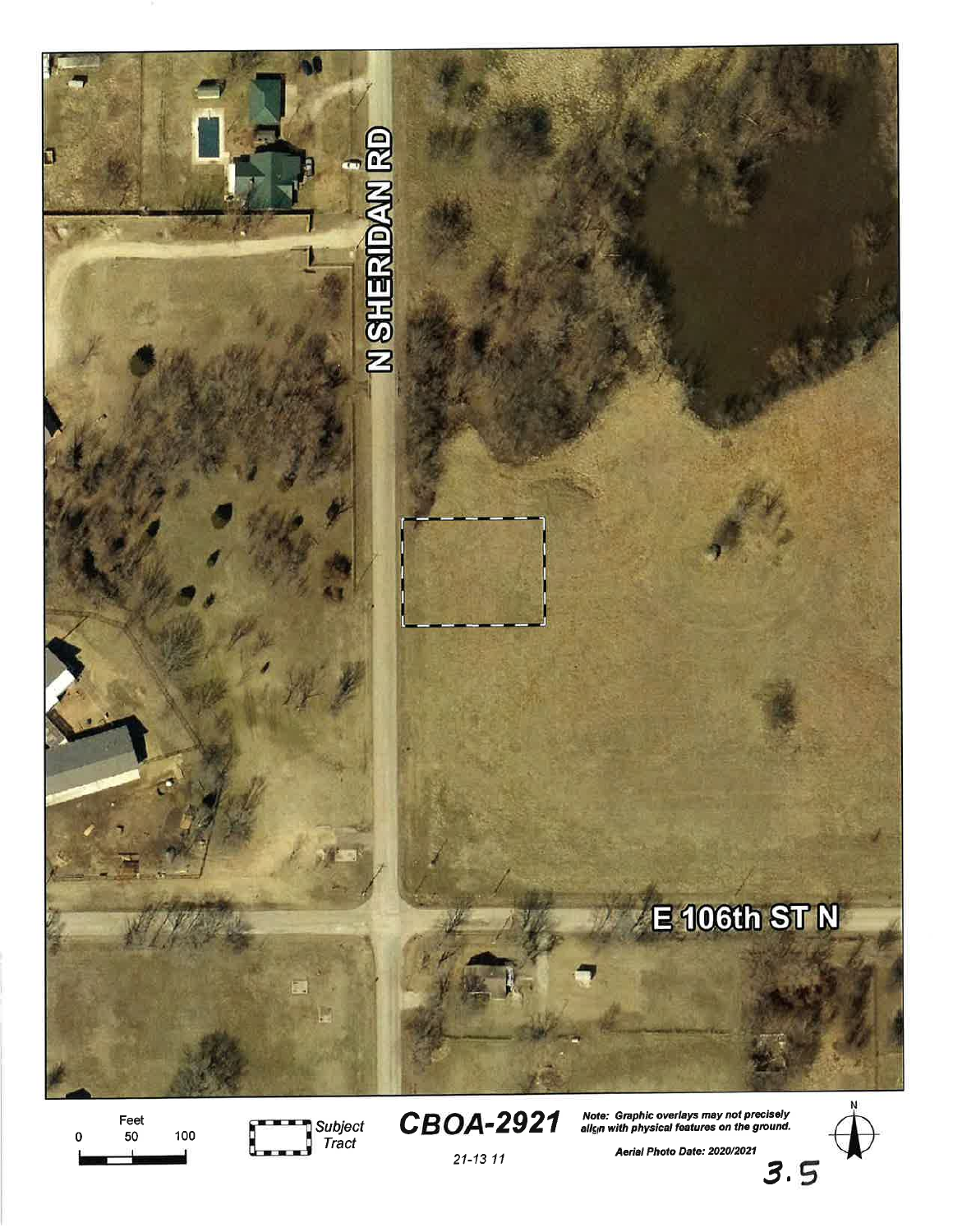N SHERIDAN RD

E 106th ST N

Feet

0 50 100

Subject Tract

**CBOA-2921**

21-13 11

*Note: Graphic overlays may not precisely align with physical features on the ground.*

*Aerial Photo Date: 2020/2021*

3.5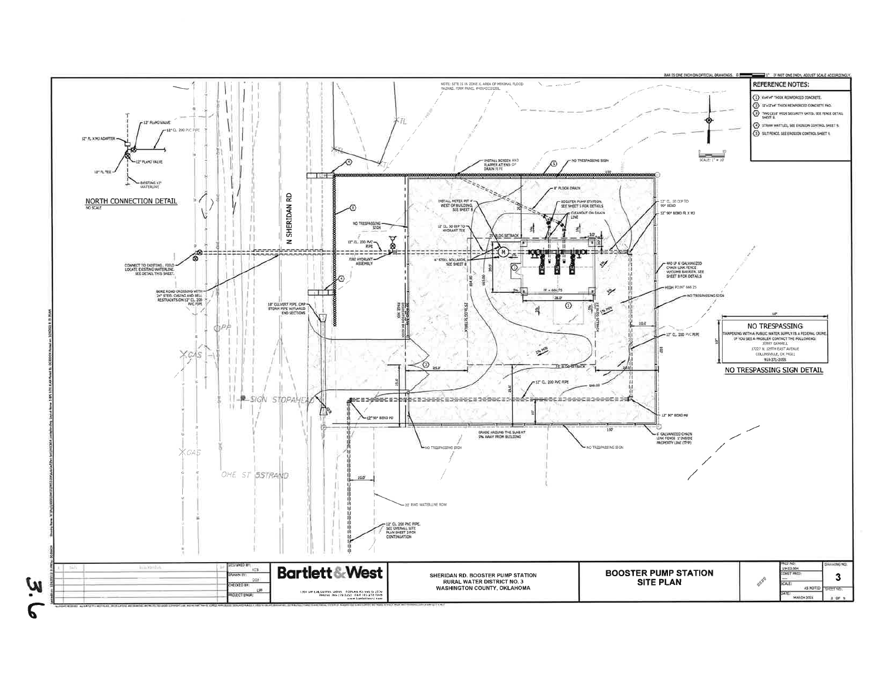BAR IS ONE INCH ON OFFICIAL DRAWINGS. 0 — 1" IF NOT ONE INCH, ADJUST SCALE ACCORDINGLY.

## REFERENCE NOTES:

1. 6'x6'x4" THICK REINFORCED CONCRETE.
2. 12'x12'x4" THICK REINFORCED CONCRETE PAD.
3. TWO (2) 8' WIDE SECURITY GATES. SEE FENCE DETAIL SHEET 8.
4. STRAW WATTLES, SEE EROSION CONTROL SHEET 9.
5. SILT FENCE, SEE EROSION CONTROL SHEET 9.

SCALE: 1" = 10'

NOTE: SITE IS IN ZONE X, AREA OF MINIMAL FLOOD HAZARD, FIRM PANEL #40147C0120L.

## NORTH CONNECTION DETAIL

NO SCALE

- 12" FL MJ VALVE
- 12" CL. 200 PVC PIPE
- 12" FL X MJ ADAPTER
- 12" FLMJ VALVE
- 12" FL TEE
- EXISTING 12" WATERLINE

N SHERIDAN RD

- CONNECT TO EXISTING. FIELD LOCATE EXISTING WATERLINE. SEE DETAIL THIS SHEET.
- BORE ROAD CROSSING WITH 24" STEEL CASING AND BELL RESTRAINTS ON 12" CL. 200 PVC PIPE
- 18" CULVERT PIPE, CMP STORM PIPE W/FLARED END SECTIONS
- NO TRESPASSING SIGN
- 12" CL. 200 PVC PIPE
- FIRE HYDRANT ASSEMBLY
- INSTALL SCREEN AND FLAPPER AT END OF DRAIN PIPE
- NO TRESPASSING SIGN
- 8" FLOOR DRAIN
- INSTALL METER PIT 4' WEST OF BUILDING, SEE SHEET 8
- BOOSTER PUMP STATION, SEE SHEET 5 FOR DETAILS
- CLEANOUT ON DRAIN LINE
- 12" CL. 50 DIP TO HYDRANT TEE
- 25' BLDG SETBACK
- 6" STEEL BOLLARDS, SEE SHEET 8
- 12" CL. 50 DIP TO 90° BEND
- 12" 90° BEND FL X MJ
- 490 LF 6' GALVANIZED CHAIN LINK FENCE W/CURB BARRIER. SEE SHEET 8 FOR DETAILS
- HIGH POINT 666.25
- NO TRESPASSING SIGN
- 12" CL. 200 PVC PIPE
- FF = 666.75
- 28.0'
- 25.0'
- 25' BLDG SETBACK
- 12" CL. 200 PVC PIPE
- 12" 90° BEND MJ
- 12" 90° BEND MJ
- GRADE AROUND THE SLAB AT 5% AWAY FROM BUILDING
- NO TRESPASSING SIGN
- NO TRESPASSING SIGN
- 6' GALVANIZED CHAIN LINK FENCE 1' INSIDE PROPERTY LINE (TYP)
- 150'
- 150'
- 10.0'
- 30' RWD WATERLINE ROW
- 12" CL. 200 PVC PIPE, SEE OVERALL SITE PLAN SHEET 3 FOR CONTINUATION
- SIGN STOPAHEAD
- OHE ST 5STRAND

## NO TRESPASSING SIGN DETAIL

NO TRESPASSING

TAMPERING WITH A PUBLIC WATER SUPPLY IS A FEDERAL CRIME. IF YOU SEE A PROBLEM CONTACT THE FOLLOWING: JERRY GAMMILL 17227 N. 129TH EAST AVENUE COLLINSVILLE, OK 74021 918-371-2055

| DESIGNED BY: | KCS |
|---|---|
| DRAWN BY: | DDO |
| CHECKED BY: | LJP |
| PROJECT ENGR: | |

**Bartlett & West**

SHERIDAN RD. BOOSTER PUMP STATION
RURAL WATER DISTRICT NO. 3
WASHINGTON COUNTY, OKLAHOMA

**BOOSTER PUMP STATION SITE PLAN**

| PROJ NO: | 19153.004 |
|---|---|
| CONST PROJ: | |
| SCALE: | AS NOTED |
| DATE: | MARCH 2021 |

DRAWING NO: 3

3.6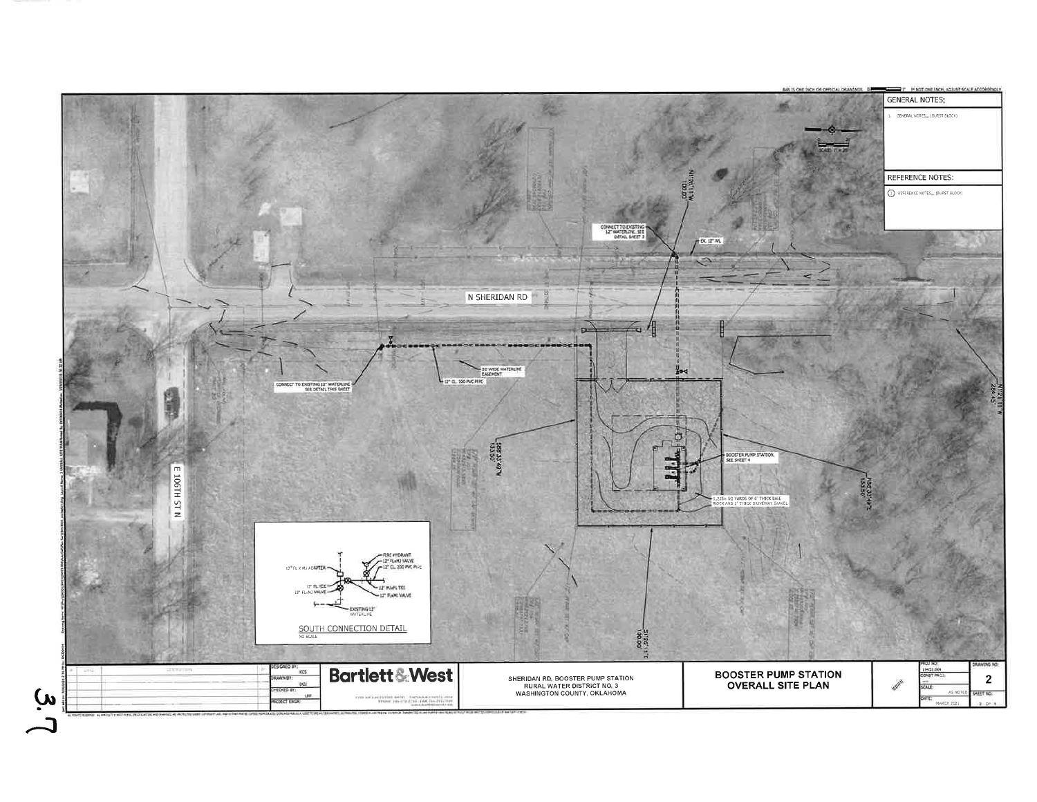BAR IS ONE INCH ON OFFICIAL DRAWINGS. 0 ▬ 1" IF NOT ONE INCH, ADJUST SCALE ACCORDINGLY

## GENERAL NOTES:

1. GENERAL NOTES (BURST BLOCK)

## REFERENCE NOTES:

1 REFERENCE NOTES (BURST BLOCK)

SCALE: 1" = 20'

N SHERIDAN RD

E 106TH ST N

CONNECT TO EXISTING 12" WATERLINE. SEE DETAIL SHEET 3

EX. 12" WL

N1°26'11"W 100.00'

CONNECT TO EXISTING 12" WATERLINE SEE DETAIL THIS SHEET

20' WIDE WATERLINE EASEMENT

12" CL. 200 PVC PIPE

S88°33'49"W 133.50'

BOOSTER PUMP STATION. SEE SHEET 4

1,225± SQ YARDS OF 6" THICK BASE ROCK AND 2" THICK DRIVEWAY GRAVEL

N88°33'49"E 133.50'

N1°26'11"W 226.45'

S1°26'11"E 100.00'

### SOUTH CONNECTION DETAIL

NO SCALE

- FIRE HYDRANT
- 12" FLxMJ VALVE
- 12" CL. 200 PVC PIPE
- 12" FL X MJ ADAPTER
- 12" FL TEE
- 12" FLxMJ VALVE
- 12" MJxFL TEE
- 12" FLxMJ VALVE
- EXISTING 12" WATERLINE

DESIGNED BY: KCS
DRAWN BY: DGU
CHECKED BY: LFF
PROJECT ENGR:

**Bartlett & West**

SHERIDAN RD. BOOSTER PUMP STATION
RURAL WATER DISTRICT NO. 3
WASHINGTON COUNTY, OKLAHOMA

**BOOSTER PUMP STATION OVERALL SITE PLAN**

PROJ NO: 19433.000
SCALE: AS NOTED
DATE: MARCH 2021
DRAWING NO: 2
SHEET NO: 2 OF 9

3.7